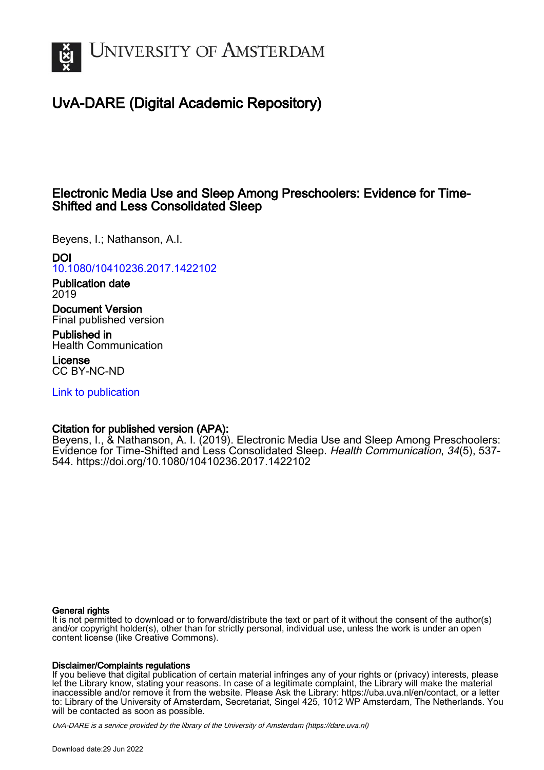# UvA-DARE (Digital Academic Repository)

## Electronic Media Use and Sleep Among Preschoolers: Evidence for Time-Shifted and Less Consolidated Sleep

Beyens, I.; Nathanson, A.I.

**DOI**
10.1080/10410236.2017.1422102

**Publication date**
2019

**Document Version**
Final published version

**Published in**
Health Communication

**License**
CC BY-NC-ND

Link to publication

**Citation for published version (APA):**
Beyens, I., & Nathanson, A. I. (2019). Electronic Media Use and Sleep Among Preschoolers: Evidence for Time-Shifted and Less Consolidated Sleep. *Health Communication*, *34*(5), 537-544. https://doi.org/10.1080/10410236.2017.1422102

**General rights**
It is not permitted to download or to forward/distribute the text or part of it without the consent of the author(s) and/or copyright holder(s), other than for strictly personal, individual use, unless the work is under an open content license (like Creative Commons).

**Disclaimer/Complaints regulations**
If you believe that digital publication of certain material infringes any of your rights or (privacy) interests, please let the Library know, stating your reasons. In case of a legitimate complaint, the Library will make the material inaccessible and/or remove it from the website. Please Ask the Library: https://uba.uva.nl/en/contact, or a letter to: Library of the University of Amsterdam, Secretariat, Singel 425, 1012 WP Amsterdam, The Netherlands. You will be contacted as soon as possible.

*UvA-DARE is a service provided by the library of the University of Amsterdam (https://dare.uva.nl)*

Download date:29 Jun 2022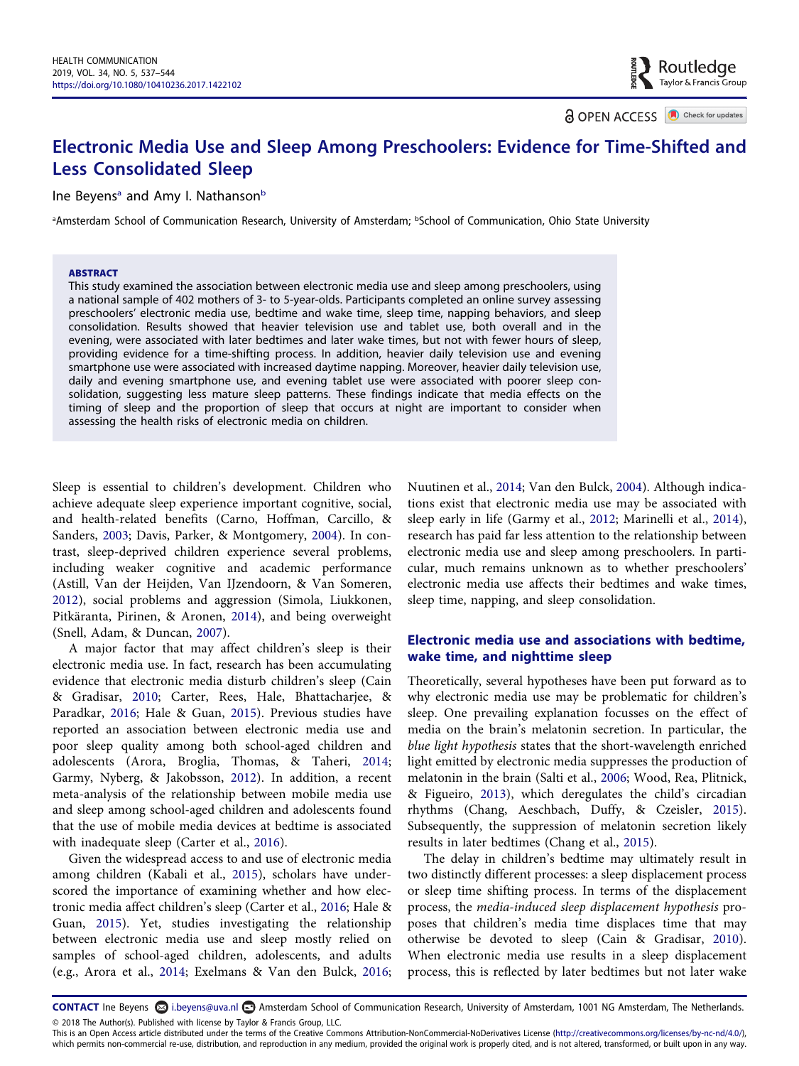# Electronic Media Use and Sleep Among Preschoolers: Evidence for Time-Shifted and Less Consolidated Sleep

Ine Beyens[a] and Amy I. Nathanson[b]

[a]Amsterdam School of Communication Research, University of Amsterdam; [b]School of Communication, Ohio State University

### ABSTRACT

This study examined the association between electronic media use and sleep among preschoolers, using a national sample of 402 mothers of 3- to 5-year-olds. Participants completed an online survey assessing preschoolers' electronic media use, bedtime and wake time, sleep time, napping behaviors, and sleep consolidation. Results showed that heavier television use and tablet use, both overall and in the evening, were associated with later bedtimes and later wake times, but not with fewer hours of sleep, providing evidence for a time-shifting process. In addition, heavier daily television use and evening smartphone use were associated with increased daytime napping. Moreover, heavier daily television use, daily and evening smartphone use, and evening tablet use were associated with poorer sleep consolidation, suggesting less mature sleep patterns. These findings indicate that media effects on the timing of sleep and the proportion of sleep that occurs at night are important to consider when assessing the health risks of electronic media on children.

Sleep is essential to children's development. Children who achieve adequate sleep experience important cognitive, social, and health-related benefits (Carno, Hoffman, Carcillo, & Sanders, 2003; Davis, Parker, & Montgomery, 2004). In contrast, sleep-deprived children experience several problems, including weaker cognitive and academic performance (Astill, Van der Heijden, Van IJzendoorn, & Van Someren, 2012), social problems and aggression (Simola, Liukkonen, Pitkäranta, Pirinen, & Aronen, 2014), and being overweight (Snell, Adam, & Duncan, 2007).

A major factor that may affect children's sleep is their electronic media use. In fact, research has been accumulating evidence that electronic media disturb children's sleep (Cain & Gradisar, 2010; Carter, Rees, Hale, Bhattacharjee, & Paradkar, 2016; Hale & Guan, 2015). Previous studies have reported an association between electronic media use and poor sleep quality among both school-aged children and adolescents (Arora, Broglia, Thomas, & Taheri, 2014; Garmy, Nyberg, & Jakobsson, 2012). In addition, a recent meta-analysis of the relationship between mobile media use and sleep among school-aged children and adolescents found that the use of mobile media devices at bedtime is associated with inadequate sleep (Carter et al., 2016).

Given the widespread access to and use of electronic media among children (Kabali et al., 2015), scholars have underscored the importance of examining whether and how electronic media affect children's sleep (Carter et al., 2016; Hale & Guan, 2015). Yet, studies investigating the relationship between electronic media use and sleep mostly relied on samples of school-aged children, adolescents, and adults (e.g., Arora et al., 2014; Exelmans & Van den Bulck, 2016; Nuutinen et al., 2014; Van den Bulck, 2004). Although indications exist that electronic media use may be associated with sleep early in life (Garmy et al., 2012; Marinelli et al., 2014), research has paid far less attention to the relationship between electronic media use and sleep among preschoolers. In particular, much remains unknown as to whether preschoolers' electronic media use affects their bedtimes and wake times, sleep time, napping, and sleep consolidation.

## Electronic media use and associations with bedtime, wake time, and nighttime sleep

Theoretically, several hypotheses have been put forward as to why electronic media use may be problematic for children's sleep. One prevailing explanation focusses on the effect of media on the brain's melatonin secretion. In particular, the *blue light hypothesis* states that the short-wavelength enriched light emitted by electronic media suppresses the production of melatonin in the brain (Salti et al., 2006; Wood, Rea, Plitnick, & Figueiro, 2013), which deregulates the child's circadian rhythms (Chang, Aeschbach, Duffy, & Czeisler, 2015). Subsequently, the suppression of melatonin secretion likely results in later bedtimes (Chang et al., 2015).

The delay in children's bedtime may ultimately result in two distinctly different processes: a sleep displacement process or sleep time shifting process. In terms of the displacement process, the *media-induced sleep displacement hypothesis* proposes that children's media time displaces time that may otherwise be devoted to sleep (Cain & Gradisar, 2010). When electronic media use results in a sleep displacement process, this is reflected by later bedtimes but not later wake

**CONTACT** Ine Beyens i.beyens@uva.nl Amsterdam School of Communication Research, University of Amsterdam, 1001 NG Amsterdam, The Netherlands.

© 2018 The Author(s). Published with license by Taylor & Francis Group, LLC.

This is an Open Access article distributed under the terms of the Creative Commons Attribution-NonCommercial-NoDerivatives License (http://creativecommons.org/licenses/by-nc-nd/4.0/), which permits non-commercial re-use, distribution, and reproduction in any medium, provided the original work is properly cited, and is not altered, transformed, or built upon in any way.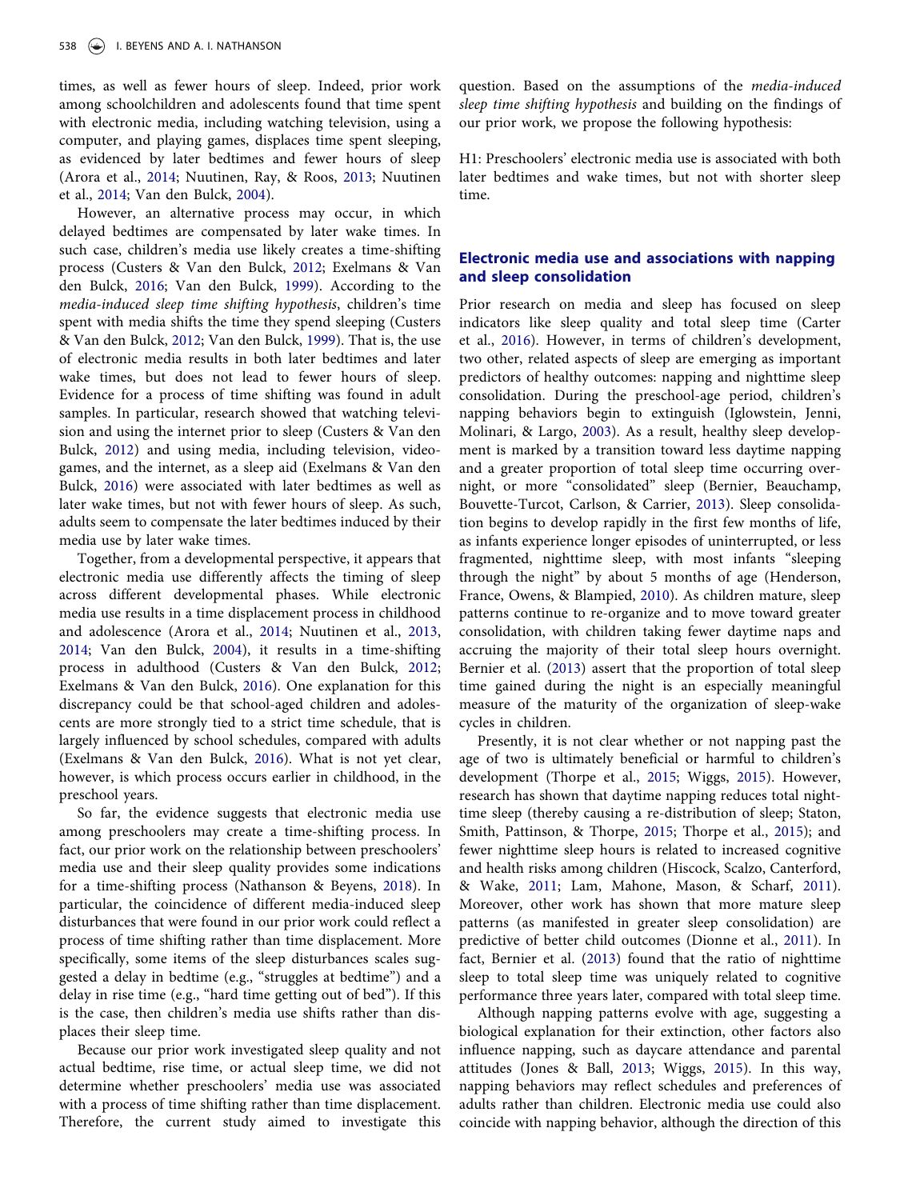times, as well as fewer hours of sleep. Indeed, prior work among schoolchildren and adolescents found that time spent with electronic media, including watching television, using a computer, and playing games, displaces time spent sleeping, as evidenced by later bedtimes and fewer hours of sleep (Arora et al., 2014; Nuutinen, Ray, & Roos, 2013; Nuutinen et al., 2014; Van den Bulck, 2004).

However, an alternative process may occur, in which delayed bedtimes are compensated by later wake times. In such case, children's media use likely creates a time-shifting process (Custers & Van den Bulck, 2012; Exelmans & Van den Bulck, 2016; Van den Bulck, 1999). According to the *media-induced sleep time shifting hypothesis*, children's time spent with media shifts the time they spend sleeping (Custers & Van den Bulck, 2012; Van den Bulck, 1999). That is, the use of electronic media results in both later bedtimes and later wake times, but does not lead to fewer hours of sleep. Evidence for a process of time shifting was found in adult samples. In particular, research showed that watching television and using the internet prior to sleep (Custers & Van den Bulck, 2012) and using media, including television, videogames, and the internet, as a sleep aid (Exelmans & Van den Bulck, 2016) were associated with later bedtimes as well as later wake times, but not with fewer hours of sleep. As such, adults seem to compensate the later bedtimes induced by their media use by later wake times.

Together, from a developmental perspective, it appears that electronic media use differently affects the timing of sleep across different developmental phases. While electronic media use results in a time displacement process in childhood and adolescence (Arora et al., 2014; Nuutinen et al., 2013, 2014; Van den Bulck, 2004), it results in a time-shifting process in adulthood (Custers & Van den Bulck, 2012; Exelmans & Van den Bulck, 2016). One explanation for this discrepancy could be that school-aged children and adolescents are more strongly tied to a strict time schedule, that is largely influenced by school schedules, compared with adults (Exelmans & Van den Bulck, 2016). What is not yet clear, however, is which process occurs earlier in childhood, in the preschool years.

So far, the evidence suggests that electronic media use among preschoolers may create a time-shifting process. In fact, our prior work on the relationship between preschoolers' media use and their sleep quality provides some indications for a time-shifting process (Nathanson & Beyens, 2018). In particular, the coincidence of different media-induced sleep disturbances that were found in our prior work could reflect a process of time shifting rather than time displacement. More specifically, some items of the sleep disturbances scales suggested a delay in bedtime (e.g., "struggles at bedtime") and a delay in rise time (e.g., "hard time getting out of bed"). If this is the case, then children's media use shifts rather than displaces their sleep time.

Because our prior work investigated sleep quality and not actual bedtime, rise time, or actual sleep time, we did not determine whether preschoolers' media use was associated with a process of time shifting rather than time displacement. Therefore, the current study aimed to investigate this question. Based on the assumptions of the *media-induced sleep time shifting hypothesis* and building on the findings of our prior work, we propose the following hypothesis:

H1: Preschoolers' electronic media use is associated with both later bedtimes and wake times, but not with shorter sleep time.

## Electronic media use and associations with napping and sleep consolidation

Prior research on media and sleep has focused on sleep indicators like sleep quality and total sleep time (Carter et al., 2016). However, in terms of children's development, two other, related aspects of sleep are emerging as important predictors of healthy outcomes: napping and nighttime sleep consolidation. During the preschool-age period, children's napping behaviors begin to extinguish (Iglowstein, Jenni, Molinari, & Largo, 2003). As a result, healthy sleep development is marked by a transition toward less daytime napping and a greater proportion of total sleep time occurring overnight, or more "consolidated" sleep (Bernier, Beauchamp, Bouvette-Turcot, Carlson, & Carrier, 2013). Sleep consolidation begins to develop rapidly in the first few months of life, as infants experience longer episodes of uninterrupted, or less fragmented, nighttime sleep, with most infants "sleeping through the night" by about 5 months of age (Henderson, France, Owens, & Blampied, 2010). As children mature, sleep patterns continue to re-organize and to move toward greater consolidation, with children taking fewer daytime naps and accruing the majority of their total sleep hours overnight. Bernier et al. (2013) assert that the proportion of total sleep time gained during the night is an especially meaningful measure of the maturity of the organization of sleep-wake cycles in children.

Presently, it is not clear whether or not napping past the age of two is ultimately beneficial or harmful to children's development (Thorpe et al., 2015; Wiggs, 2015). However, research has shown that daytime napping reduces total nighttime sleep (thereby causing a re-distribution of sleep; Staton, Smith, Pattinson, & Thorpe, 2015; Thorpe et al., 2015); and fewer nighttime sleep hours is related to increased cognitive and health risks among children (Hiscock, Scalzo, Canterford, & Wake, 2011; Lam, Mahone, Mason, & Scharf, 2011). Moreover, other work has shown that more mature sleep patterns (as manifested in greater sleep consolidation) are predictive of better child outcomes (Dionne et al., 2011). In fact, Bernier et al. (2013) found that the ratio of nighttime sleep to total sleep time was uniquely related to cognitive performance three years later, compared with total sleep time.

Although napping patterns evolve with age, suggesting a biological explanation for their extinction, other factors also influence napping, such as daycare attendance and parental attitudes (Jones & Ball, 2013; Wiggs, 2015). In this way, napping behaviors may reflect schedules and preferences of adults rather than children. Electronic media use could also coincide with napping behavior, although the direction of this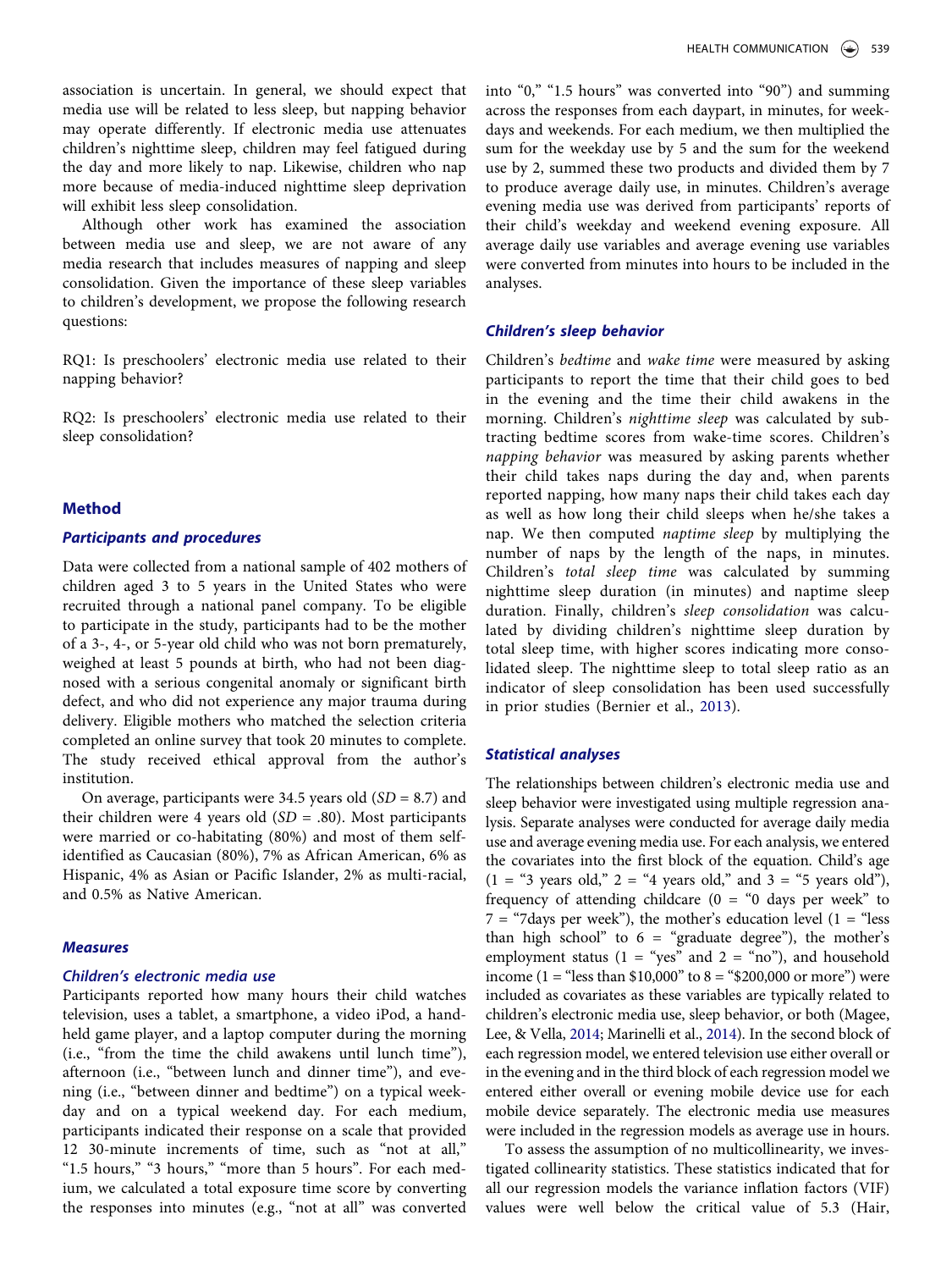association is uncertain. In general, we should expect that media use will be related to less sleep, but napping behavior may operate differently. If electronic media use attenuates children's nighttime sleep, children may feel fatigued during the day and more likely to nap. Likewise, children who nap more because of media-induced nighttime sleep deprivation will exhibit less sleep consolidation.

Although other work has examined the association between media use and sleep, we are not aware of any media research that includes measures of napping and sleep consolidation. Given the importance of these sleep variables to children's development, we propose the following research questions:

RQ1: Is preschoolers' electronic media use related to their napping behavior?

RQ2: Is preschoolers' electronic media use related to their sleep consolidation?

## Method

### *Participants and procedures*

Data were collected from a national sample of 402 mothers of children aged 3 to 5 years in the United States who were recruited through a national panel company. To be eligible to participate in the study, participants had to be the mother of a 3-, 4-, or 5-year old child who was not born prematurely, weighed at least 5 pounds at birth, who had not been diagnosed with a serious congenital anomaly or significant birth defect, and who did not experience any major trauma during delivery. Eligible mothers who matched the selection criteria completed an online survey that took 20 minutes to complete. The study received ethical approval from the author's institution.

On average, participants were 34.5 years old (*SD* = 8.7) and their children were 4 years old (*SD* = .80). Most participants were married or co-habitating (80%) and most of them self-identified as Caucasian (80%), 7% as African American, 6% as Hispanic, 4% as Asian or Pacific Islander, 2% as multi-racial, and 0.5% as Native American.

### *Measures*

#### *Children's electronic media use*

Participants reported how many hours their child watches television, uses a tablet, a smartphone, a video iPod, a handheld game player, and a laptop computer during the morning (i.e., "from the time the child awakens until lunch time"), afternoon (i.e., "between lunch and dinner time"), and evening (i.e., "between dinner and bedtime") on a typical weekday and on a typical weekend day. For each medium, participants indicated their response on a scale that provided 12 30-minute increments of time, such as "not at all," "1.5 hours," "3 hours," "more than 5 hours". For each medium, we calculated a total exposure time score by converting the responses into minutes (e.g., "not at all" was converted into "0," "1.5 hours" was converted into "90") and summing across the responses from each daypart, in minutes, for weekdays and weekends. For each medium, we then multiplied the sum for the weekday use by 5 and the sum for the weekend use by 2, summed these two products and divided them by 7 to produce average daily use, in minutes. Children's average evening media use was derived from participants' reports of their child's weekday and weekend evening exposure. All average daily use variables and average evening use variables were converted from minutes into hours to be included in the analyses.

#### *Children's sleep behavior*

Children's *bedtime* and *wake time* were measured by asking participants to report the time that their child goes to bed in the evening and the time their child awakens in the morning. Children's *nighttime sleep* was calculated by subtracting bedtime scores from wake-time scores. Children's *napping behavior* was measured by asking parents whether their child takes naps during the day and, when parents reported napping, how many naps their child takes each day as well as how long their child sleeps when he/she takes a nap. We then computed *naptime sleep* by multiplying the number of naps by the length of the naps, in minutes. Children's *total sleep time* was calculated by summing nighttime sleep duration (in minutes) and naptime sleep duration. Finally, children's *sleep consolidation* was calculated by dividing children's nighttime sleep duration by total sleep time, with higher scores indicating more consolidated sleep. The nighttime sleep to total sleep ratio as an indicator of sleep consolidation has been used successfully in prior studies (Bernier et al., 2013).

### *Statistical analyses*

The relationships between children's electronic media use and sleep behavior were investigated using multiple regression analysis. Separate analyses were conducted for average daily media use and average evening media use. For each analysis, we entered the covariates into the first block of the equation. Child's age (1 = "3 years old," 2 = "4 years old," and 3 = "5 years old"), frequency of attending childcare (0 = "0 days per week" to 7 = "7days per week"), the mother's education level (1 = "less than high school" to 6 = "graduate degree"), the mother's employment status (1 = "yes" and 2 = "no"), and household income (1 = "less than $10,000" to 8 = "$200,000 or more") were included as covariates as these variables are typically related to children's electronic media use, sleep behavior, or both (Magee, Lee, & Vella, 2014; Marinelli et al., 2014). In the second block of each regression model, we entered television use either overall or in the evening and in the third block of each regression model we entered either overall or evening mobile device use for each mobile device separately. The electronic media use measures were included in the regression models as average use in hours.

To assess the assumption of no multicollinearity, we investigated collinearity statistics. These statistics indicated that for all our regression models the variance inflation factors (VIF) values were well below the critical value of 5.3 (Hair,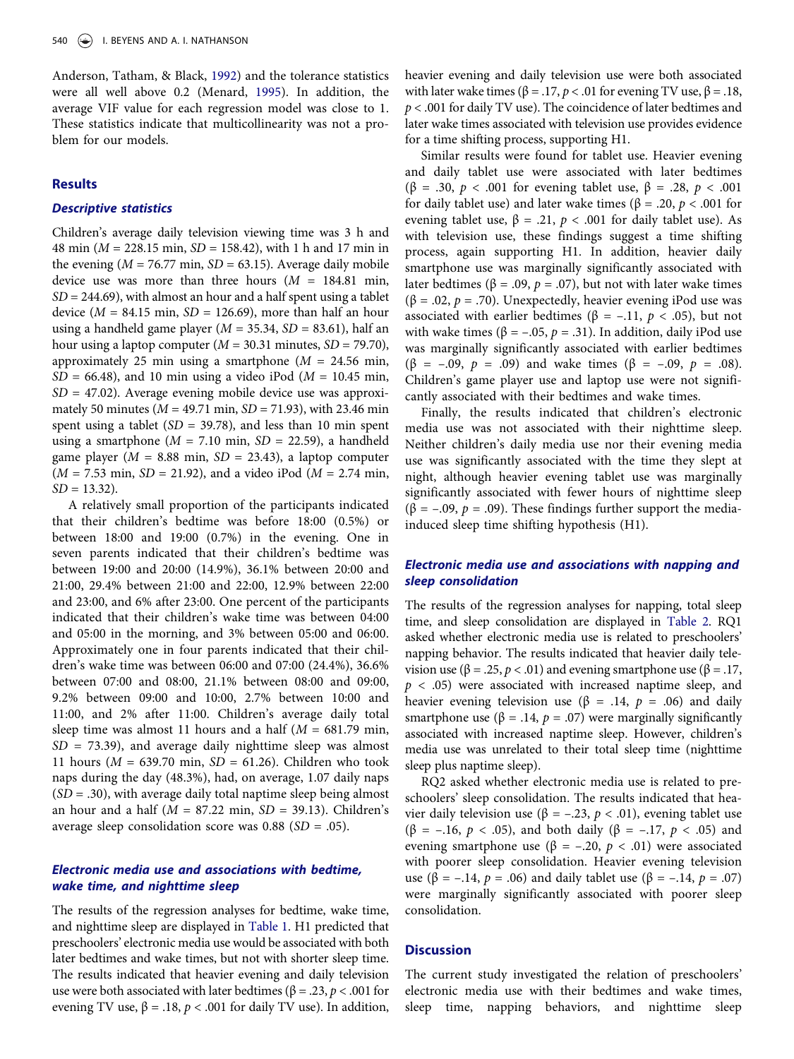Anderson, Tatham, & Black, 1992) and the tolerance statistics were all well above 0.2 (Menard, 1995). In addition, the average VIF value for each regression model was close to 1. These statistics indicate that multicollinearity was not a problem for our models.

## Results

### Descriptive statistics

Children's average daily television viewing time was 3 h and 48 min ($M$ = 228.15 min, $SD$ = 158.42), with 1 h and 17 min in the evening ($M$ = 76.77 min, $SD$ = 63.15). Average daily mobile device use was more than three hours ($M$ = 184.81 min, $SD$ = 244.69), with almost an hour and a half spent using a tablet device ($M$ = 84.15 min, $SD$ = 126.69), more than half an hour using a handheld game player ($M$ = 35.34, $SD$ = 83.61), half an hour using a laptop computer ($M$ = 30.31 minutes, $SD$ = 79.70), approximately 25 min using a smartphone ($M$ = 24.56 min, $SD$ = 66.48), and 10 min using a video iPod ($M$ = 10.45 min, $SD$ = 47.02). Average evening mobile device use was approximately 50 minutes ($M$ = 49.71 min, $SD$ = 71.93), with 23.46 min spent using a tablet ($SD$ = 39.78), and less than 10 min spent using a smartphone ($M$ = 7.10 min, $SD$ = 22.59), a handheld game player ($M$ = 8.88 min, $SD$ = 23.43), a laptop computer ($M$ = 7.53 min, $SD$ = 21.92), and a video iPod ($M$ = 2.74 min, $SD$ = 13.32).

A relatively small proportion of the participants indicated that their children's bedtime was before 18:00 (0.5%) or between 18:00 and 19:00 (0.7%) in the evening. One in seven parents indicated that their children's bedtime was between 19:00 and 20:00 (14.9%), 36.1% between 20:00 and 21:00, 29.4% between 21:00 and 22:00, 12.9% between 22:00 and 23:00, and 6% after 23:00. One percent of the participants indicated that their children's wake time was between 04:00 and 05:00 in the morning, and 3% between 05:00 and 06:00. Approximately one in four parents indicated that their children's wake time was between 06:00 and 07:00 (24.4%), 36.6% between 07:00 and 08:00, 21.1% between 08:00 and 09:00, 9.2% between 09:00 and 10:00, 2.7% between 10:00 and 11:00, and 2% after 11:00. Children's average daily total sleep time was almost 11 hours and a half ($M$ = 681.79 min, $SD$ = 73.39), and average daily nighttime sleep was almost 11 hours ($M$ = 639.70 min, $SD$ = 61.26). Children who took naps during the day (48.3%), had, on average, 1.07 daily naps ($SD$ = .30), with average daily total naptime sleep being almost an hour and a half ($M$ = 87.22 min, $SD$ = 39.13). Children's average sleep consolidation score was 0.88 ($SD$ = .05).

### Electronic media use and associations with bedtime, wake time, and nighttime sleep

The results of the regression analyses for bedtime, wake time, and nighttime sleep are displayed in Table 1. H1 predicted that preschoolers' electronic media use would be associated with both later bedtimes and wake times, but not with shorter sleep time. The results indicated that heavier evening and daily television use were both associated with later bedtimes (β = .23, $p < .001$ for evening TV use, β = .18, $p < .001$ for daily TV use). In addition, heavier evening and daily television use were both associated with later wake times (β = .17, $p < .01$ for evening TV use, β = .18, $p < .001$ for daily TV use). The coincidence of later bedtimes and later wake times associated with television use provides evidence for a time shifting process, supporting H1.

Similar results were found for tablet use. Heavier evening and daily tablet use were associated with later bedtimes (β = .30, $p < .001$ for evening tablet use, β = .28, $p < .001$ for daily tablet use) and later wake times (β = .20, $p < .001$ for evening tablet use, β = .21, $p < .001$ for daily tablet use). As with television use, these findings suggest a time shifting process, again supporting H1. In addition, heavier daily smartphone use was marginally significantly associated with later bedtimes (β = .09, $p = .07$), but not with later wake times (β = .02, $p = .70$). Unexpectedly, heavier evening iPod use was associated with earlier bedtimes (β = −.11, $p < .05$), but not with wake times (β = −.05, $p = .31$). In addition, daily iPod use was marginally significantly associated with earlier bedtimes (β = −.09, $p = .09$) and wake times (β = −.09, $p = .08$). Children's game player use and laptop use were not significantly associated with their bedtimes and wake times.

Finally, the results indicated that children's electronic media use was not associated with their nighttime sleep. Neither children's daily media use nor their evening media use was significantly associated with the time they slept at night, although heavier evening tablet use was marginally significantly associated with fewer hours of nighttime sleep (β = −.09, $p = .09$). These findings further support the media-induced sleep time shifting hypothesis (H1).

### Electronic media use and associations with napping and sleep consolidation

The results of the regression analyses for napping, total sleep time, and sleep consolidation are displayed in Table 2. RQ1 asked whether electronic media use is related to preschoolers' napping behavior. The results indicated that heavier daily television use (β = .25, $p < .01$) and evening smartphone use (β = .17, $p < .05$) were associated with increased naptime sleep, and heavier evening television use (β = .14, $p = .06$) and daily smartphone use (β = .14, $p = .07$) were marginally significantly associated with increased naptime sleep. However, children's media use was unrelated to their total sleep time (nighttime sleep plus naptime sleep).

RQ2 asked whether electronic media use is related to preschoolers' sleep consolidation. The results indicated that heavier daily television use (β = −.23, $p < .01$), evening tablet use (β = −.16, $p < .05$), and both daily (β = −.17, $p < .05$) and evening smartphone use (β = −.20, $p < .01$) were associated with poorer sleep consolidation. Heavier evening television use (β = −.14, $p = .06$) and daily tablet use (β = −.14, $p = .07$) were marginally significantly associated with poorer sleep consolidation.

## Discussion

The current study investigated the relation of preschoolers' electronic media use with their bedtimes and wake times, sleep time, napping behaviors, and nighttime sleep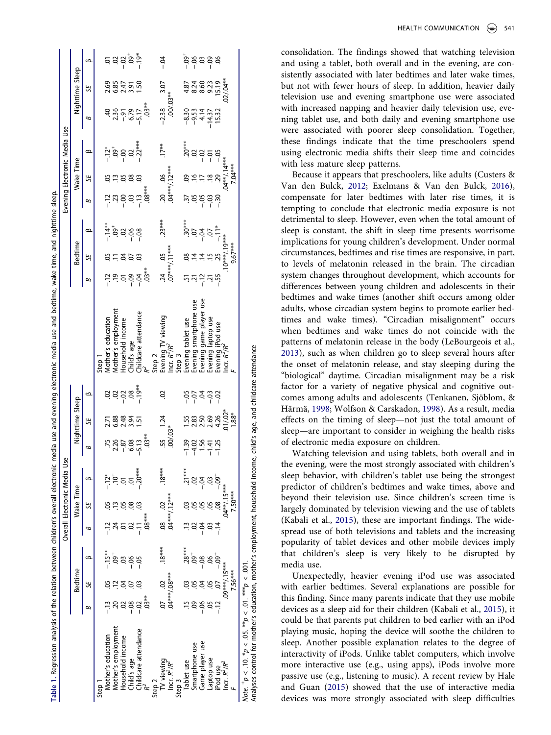**Table 1.** Regression analysis of the relation between children's overall electronic media use and evening electronic media use and bedtime, wake time, and nighttime sleep.

| | Overall Electronic Media Use | | | | | | | | | | Evening Electronic Media Use | | | | | | | | |
|---|---|---|---|---|---|---|---|---|---|---|---|---|---|---|---|---|---|---|---|
| | Bedtime | | | Wake Time | | | Nighttime Sleep | | | | Bedtime | | | Wake Time | | | Nighttime Sleep | | |
| | *B* | *SE* | β | *B* | *SE* | β | *B* | *SE* | β | | *B* | *SE* | β | *B* | *SE* | β | *B* | *SE* | β |
| Step 1 | | | | | | | | | | Step 1 | | | | | | | | | |
| Mother's education | −.13 | .05 | −.15** | −.12 | .05 | −.12* | .75 | 2.71 | .02 | Mother's education | −.12 | .05 | −.14** | −.12 | .05 | −.12* | .40 | 2.69 | .01 |
| Mother's employment | .20 | .12 | .09+ | .24 | .13 | .10+ | 2.26 | 6.88 | .02 | Mother's employment | .19 | .11 | .09+ | .23 | .13 | .09+ | 2.36 | 6.85 | .02 |
| Household income | .02 | .04 | .03 | .01 | .05 | .01 | −.87 | 2.48 | −.02 | Household income | .01 | .04 | .02 | −.00 | .05 | −.00 | −.91 | 2.47 | −.02 |
| Child's age | −.08 | .07 | −.06 | .02 | .08 | .01 | 6.08 | 3.94 | .08 | Child's age | −.09 | .07 | −.06 | .03 | .08 | .02 | 6.79 | 3.91 | .09+ |
| Childcare attendance | −.02 | .03 | −.05 | −.11 | .03 | −.20*** | −5.13 | 1.51 | −.19** | Childcare attendance | −.04 | .03 | −.08 | −.13 | .03 | −.22*** | −5.17 | 1.50 | −.19* |
| $R^2$ | .03** | | | .08*** | | | .03** | | | $R^2$ | .03** | | | .08*** | | | .03** | | |
| Step 2 | | | | | | | | | | Step 2 | | | | | | | | | |
| TV viewing | .07 | .02 | .18*** | .08 | .02 | .18*** | .55 | 1.24 | .02 | Evening TV viewing | .24 | .05 | .23*** | .20 | .06 | .17** | −2.38 | 3.07 | −.04 |
| Incr. $R^2/R^2$ | .04***/.08*** | | | .04***/.12*** | | | .00/.03* | | | Incr. $R^2/R^2$ | .07***/.11*** | | | .04***/.12*** | | | .00/.03** | | |
| Step 3 | | | | | | | | | | Step 3 | | | | | | | | | |
| Tablet use | .15 | .03 | .28*** | .13 | .03 | .21*** | −1.39 | 1.55 | −.05 | Evening tablet use | .51 | .08 | .30*** | .37 | .09 | .20*** | −8.30 | 4.87 | −.09+ |
| Smartphone use | .09 | .05 | .09+ | .02 | .05 | .02 | −4.02 | 2.83 | −.07 | Evening smartphone use | .21 | .14 | .07 | .05 | .16 | .02 | −9.53 | 8.24 | −.06 |
| Game player use | −.06 | .04 | −.08 | −.04 | .05 | −.04 | 1.56 | 2.50 | .04 | Evening game player use | −.12 | .14 | −.04 | −.05 | .17 | −.02 | 4.14 | 8.60 | .03 |
| Laptop use | .05 | .05 | .06 | .03 | .05 | .03 | −1.41 | 2.69 | −.03 | Evening laptop use | .21 | .15 | .07 | −.03 | .18 | −.01 | −14.37 | 9.23 | −.09 |
| iPod use | −.12 | .07 | −.09+ | −.14 | .08 | −.09+ | −1.25 | 4.26 | −.02 | Evening iPod use | −.55 | .25 | −.11* | −.30 | .29 | −.05 | 15.32 | 15.19 | .06 |
| Incr. $R^2/R^2$ | .09***/.15*** | | | .04**/.15*** | | | .01/.02* | | | Incr. $R^2/R^2$ | .10***/.19*** | | | .04**/.14*** | | | .02/.04** | | |
| *F* | 7.56*** | | | 7.50*** | | | 1.88* | | | *F* | 9.67*** | | | 7.04*** | | | | | |

*Note.* $^{+}p < .10$. $^{*}p < .05$. $^{**}p < .01$. $^{***}p < .001$.
Analyses control for mother's education, mother's employment, household income, child's age, and childcare attendance.

consolidation. The findings showed that watching television and using a tablet, both overall and in the evening, are consistently associated with later bedtimes and later wake times, but not with fewer hours of sleep. In addition, heavier daily television use and evening smartphone use were associated with increased napping and heavier daily television use, evening tablet use, and both daily and evening smartphone use were associated with poorer sleep consolidation. Together, these findings indicate that the time preschoolers spend using electronic media shifts their sleep time and coincides with less mature sleep patterns.

Because it appears that preschoolers, like adults (Custers & Van den Bulck, 2012; Exelmans & Van den Bulck, 2016), compensate for later bedtimes with later rise times, it is tempting to conclude that electronic media exposure is not detrimental to sleep. However, even when the total amount of sleep is constant, the shift in sleep time presents worrisome implications for young children's development. Under normal circumstances, bedtimes and rise times are responsive, in part, to levels of melatonin released in the brain. The circadian system changes throughout development, which accounts for differences between young children and adolescents in their bedtimes and wake times (another shift occurs among older adults, whose circadian system begins to promote earlier bedtimes and wake times). "Circadian misalignment" occurs when bedtimes and wake times do not coincide with the patterns of melatonin release in the body (LeBourgeois et al., 2013), such as when children go to sleep several hours after the onset of melatonin release, and stay sleeping during the "biological" daytime. Circadian misalignment may be a risk factor for a variety of negative physical and cognitive outcomes among adults and adolescents (Tenkanen, Sjöblom, & Härmä, 1998; Wolfson & Carskadon, 1998). As a result, media effects on the timing of sleep—not just the total amount of sleep—are important to consider in weighing the health risks of electronic media exposure on children.

Watching television and using tablets, both overall and in the evening, were the most strongly associated with children's sleep behavior, with children's tablet use being the strongest predictor of children's bedtimes and wake times, above and beyond their television use. Since children's screen time is largely dominated by television viewing and the use of tablets (Kabali et al., 2015), these are important findings. The widespread use of both televisions and tablets and the increasing popularity of tablet devices and other mobile devices imply that children's sleep is very likely to be disrupted by media use.

Unexpectedly, heavier evening iPod use was associated with earlier bedtimes. Several explanations are possible for this finding. Since many parents indicate that they use mobile devices as a sleep aid for their children (Kabali et al., 2015), it could be that parents put children to bed earlier with an iPod playing music, hoping the device will soothe the children to sleep. Another possible explanation relates to the degree of interactivity of iPods. Unlike tablet computers, which involve more interactive use (e.g., using apps), iPods involve more passive use (e.g., listening to music). A recent review by Hale and Guan (2015) showed that the use of interactive media devices was more strongly associated with sleep difficulties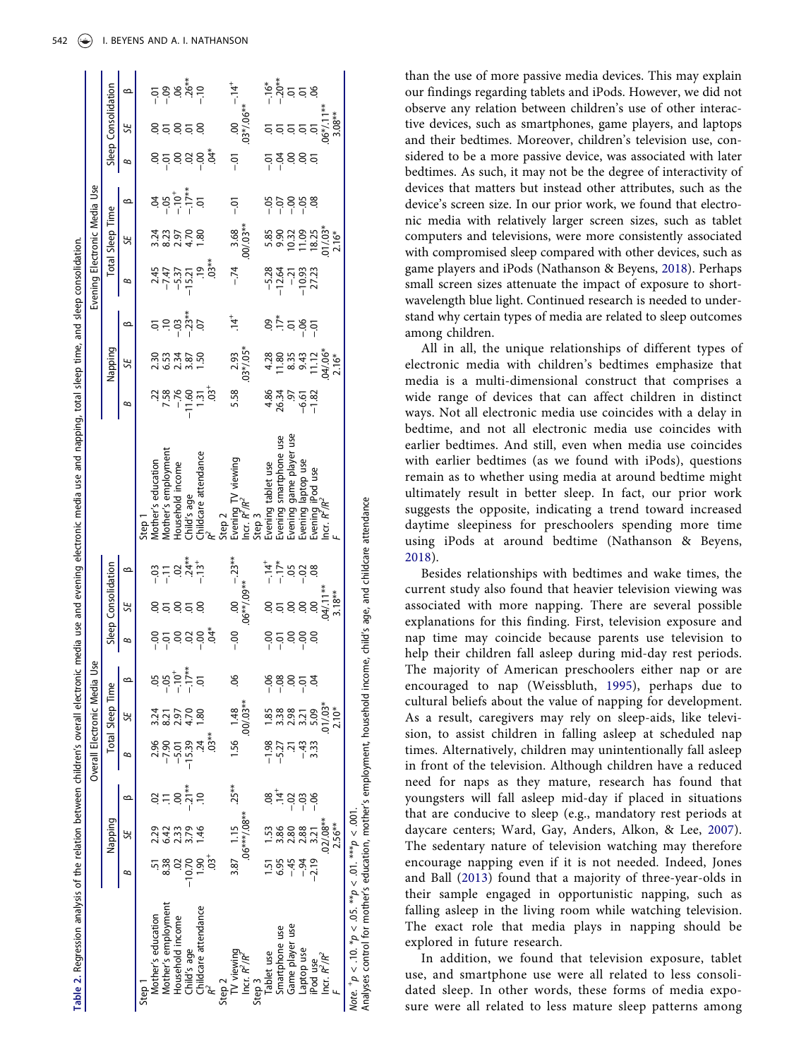**Table 2.** Regression analysis of the relation between children's overall electronic media use and evening electronic media use and napping, total sleep time, and sleep consolidation.

| | Overall Electronic Media Use | | | | | | | | | | Evening Electronic Media Use | | | | | | | | |
|---|---|---|---|---|---|---|---|---|---|---|---|---|---|---|---|---|---|---|---|
| | Napping | | | Total Sleep Time | | | Sleep Consolidation | | | | Napping | | | Total Sleep Time | | | Sleep Consolidation | | |
| | *B* | *SE* | β | *B* | *SE* | β | *B* | *SE* | β | | *B* | *SE* | β | *B* | *SE* | β | *B* | *SE* | β |
| Step 1 | | | | | | | | | | Step 1 | | | | | | | | | |
| Mother's education | .51 | 2.29 | .02 | 2.96 | 3.24 | .05 | −.00 | .00 | −.03 | Mother's education | .22 | 2.30 | .01 | 2.45 | 3.24 | .04 | .00 | .00 | −.01 |
| Mother's employment | 8.38 | 6.42 | .11 | −7.90 | 8.21 | −.05 | −.01 | .01 | −.11 | Mother's employment | 7.58 | 6.53 | .10 | −7.47 | 8.23 | −.05 | −.01 | .01 | −.09 |
| Household income | .02 | 2.33 | .00 | −5.01 | 2.97 | −.10$^+$ | .00 | .00 | .02 | Household income | −.76 | 2.34 | −.03 | −5.37 | 2.97 | −.10$^+$ | .00 | .00 | .06 |
| Child's age | −10.70 | 3.79 | −.21** | −15.39 | 4.70 | −.17** | .02 | .01 | .24** | Child's age | −11.60 | 3.87 | −.23** | −15.21 | 4.70 | −.17** | .02 | .01 | .26** |
| Childcare attendance | 1.90 | 1.46 | .10 | .24 | 1.80 | .01 | −.00 | .00 | −.13$^+$ | Childcare attendance | 1.31 | 1.50 | .07 | .19 | 1.80 | .01 | −.00 | .00 | −.10 |
| $R^2$ | .03$^+$ | | | .03** | | | .04* | | | $R^2$ | .03$^+$ | | | .03** | | | .04* | | |
| Step 2 | | | | | | | | | | Step 2 | | | | | | | | | |
| TV viewing | 3.87 | 1.15 | .25** | 1.56 | 1.48 | .06 | −.00 | .00 | −.23** | Evening TV viewing | 5.58 | 2.93 | .14$^+$ | −.74 | 3.68 | −.01 | −.01 | .00 | −.14$^+$ |
| Incr. $R^2$/$R^2$ | .06***/.08*** | | | .00/.03** | | | .06**/.09** | | | Incr. $R^2$/$R^2$ | .03*/.05* | | | .00/.03** | | | .03*/.06** | | |
| Step 3 | | | | | | | | | | Step 3 | | | | | | | | | |
| Tablet use | 1.51 | 1.53 | .08 | −1.98 | 1.85 | −.06 | −.00 | .00 | −.14$^+$ | Evening tablet use | 4.86 | 4.28 | .09 | −5.28 | 5.85 | −.05 | −.01 | .01 | −.16* |
| Smartphone use | 6.95 | 3.86 | .14$^+$ | −5.27 | 3.38 | −.08 | −.01 | .01 | −.17* | Evening smartphone use | 26.34 | 11.80 | .17* | −12.64 | 9.90 | −.07 | −.04 | .01 | −.20** |
| Game player use | −.45 | 2.80 | −.02 | .21 | 2.98 | .00 | .00 | .00 | .05 | Evening game player use | .97 | 8.35 | .01 | −.21 | 10.32 | −.00 | .00 | .01 | .01 |
| Laptop use | −.94 | 2.88 | −.03 | −.43 | 3.21 | −.01 | −.00 | .00 | −.02 | Evening laptop use | −6.61 | 9.43 | −.06 | −10.93 | 11.09 | −.05 | .00 | .01 | .01 |
| iPod use | −2.19 | 3.21 | −.06 | 3.33 | 5.09 | .04 | .00 | .00 | .08 | Evening iPod use | −1.82 | 11.12 | −.01 | 27.23 | 18.25 | .08 | .01 | .01 | .06 |
| Incr. $R^2$/$R^2$ | .02/.08** | | | .01/.03* | | | .04/.11** | | | Incr. $R^2$/$R^2$ | .04/.06* | | | .01/.03* | | | .06*/.11** | | |
| *F* | 2.56** | | | 2.10* | | | 3.18** | | | *F* | 2.16* | | | 2.16* | | | 3.08** | | |

*Note*. $^+p < .10$. $^*p < .05$. $^{**}p < .01$. $^{***}p < .001$.
Analyses control for mother's education, mother's employment, household income, child's age, and childcare attendance

than the use of more passive media devices. This may explain our findings regarding tablets and iPods. However, we did not observe any relation between children's use of other interactive devices, such as smartphones, game players, and laptops and their bedtimes. Moreover, children's television use, considered to be a more passive device, was associated with later bedtimes. As such, it may not be the degree of interactivity of devices that matters but instead other attributes, such as the device's screen size. In our prior work, we found that electronic media with relatively larger screen sizes, such as tablet computers and televisions, were more consistently associated with compromised sleep compared with other devices, such as game players and iPods (Nathanson & Beyens, 2018). Perhaps small screen sizes attenuate the impact of exposure to short-wavelength blue light. Continued research is needed to understand why certain types of media are related to sleep outcomes among children.

All in all, the unique relationships of different types of electronic media with children's bedtimes emphasize that media is a multi-dimensional construct that comprises a wide range of devices that can affect children in distinct ways. Not all electronic media use coincides with a delay in bedtime, and not all electronic media use coincides with earlier bedtimes. And still, even when media use coincides with earlier bedtimes (as we found with iPods), questions remain as to whether using media at around bedtime might ultimately result in better sleep. In fact, our prior work suggests the opposite, indicating a trend toward increased daytime sleepiness for preschoolers spending more time using iPods at around bedtime (Nathanson & Beyens, 2018).

Besides relationships with bedtimes and wake times, the current study also found that heavier television viewing was associated with more napping. There are several possible explanations for this finding. First, television exposure and nap time may coincide because parents use television to help their children fall asleep during mid-day rest periods. The majority of American preschoolers either nap or are encouraged to nap (Weissbluth, 1995), perhaps due to cultural beliefs about the value of napping for development. As a result, caregivers may rely on sleep-aids, like television, to assist children in falling asleep at scheduled nap times. Alternatively, children may unintentionally fall asleep in front of the television. Although children have a reduced need for naps as they mature, research has found that youngsters will fall asleep mid-day if placed in situations that are conducive to sleep (e.g., mandatory rest periods at daycare centers; Ward, Gay, Anders, Alkon, & Lee, 2007). The sedentary nature of television watching may therefore encourage napping even if it is not needed. Indeed, Jones and Ball (2013) found that a majority of three-year-olds in their sample engaged in opportunistic napping, such as falling asleep in the living room while watching television. The exact role that media plays in napping should be explored in future research.

In addition, we found that television exposure, tablet use, and smartphone use were all related to less consolidated sleep. In other words, these forms of media exposure were all related to less mature sleep patterns among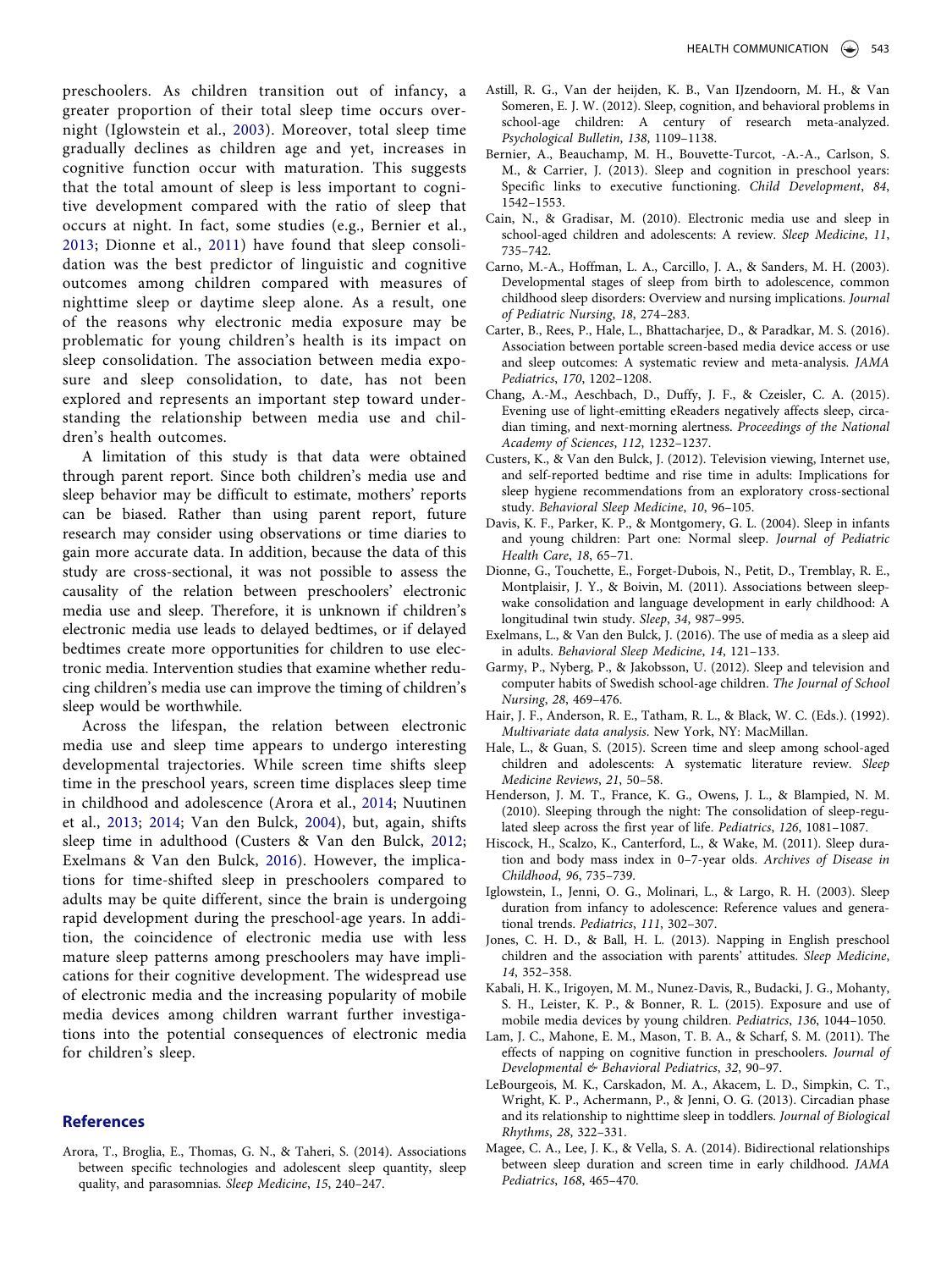preschoolers. As children transition out of infancy, a greater proportion of their total sleep time occurs overnight (Iglowstein et al., 2003). Moreover, total sleep time gradually declines as children age and yet, increases in cognitive function occur with maturation. This suggests that the total amount of sleep is less important to cognitive development compared with the ratio of sleep that occurs at night. In fact, some studies (e.g., Bernier et al., 2013; Dionne et al., 2011) have found that sleep consolidation was the best predictor of linguistic and cognitive outcomes among children compared with measures of nighttime sleep or daytime sleep alone. As a result, one of the reasons why electronic media exposure may be problematic for young children's health is its impact on sleep consolidation. The association between media exposure and sleep consolidation, to date, has not been explored and represents an important step toward understanding the relationship between media use and children's health outcomes.

A limitation of this study is that data were obtained through parent report. Since both children's media use and sleep behavior may be difficult to estimate, mothers' reports can be biased. Rather than using parent report, future research may consider using observations or time diaries to gain more accurate data. In addition, because the data of this study are cross-sectional, it was not possible to assess the causality of the relation between preschoolers' electronic media use and sleep. Therefore, it is unknown if children's electronic media use leads to delayed bedtimes, or if delayed bedtimes create more opportunities for children to use electronic media. Intervention studies that examine whether reducing children's media use can improve the timing of children's sleep would be worthwhile.

Across the lifespan, the relation between electronic media use and sleep time appears to undergo interesting developmental trajectories. While screen time shifts sleep time in the preschool years, screen time displaces sleep time in childhood and adolescence (Arora et al., 2014; Nuutinen et al., 2013; 2014; Van den Bulck, 2004), but, again, shifts sleep time in adulthood (Custers & Van den Bulck, 2012; Exelmans & Van den Bulck, 2016). However, the implications for time-shifted sleep in preschoolers compared to adults may be quite different, since the brain is undergoing rapid development during the preschool-age years. In addition, the coincidence of electronic media use with less mature sleep patterns among preschoolers may have implications for their cognitive development. The widespread use of electronic media and the increasing popularity of mobile media devices among children warrant further investigations into the potential consequences of electronic media for children's sleep.

## References

Arora, T., Broglia, E., Thomas, G. N., & Taheri, S. (2014). Associations between specific technologies and adolescent sleep quantity, sleep quality, and parasomnias. *Sleep Medicine*, *15*, 240–247.

Astill, R. G., Van der heijden, K. B., Van IJzendoorn, M. H., & Van Someren, E. J. W. (2012). Sleep, cognition, and behavioral problems in school-age children: A century of research meta-analyzed. *Psychological Bulletin*, *138*, 1109–1138.

Bernier, A., Beauchamp, M. H., Bouvette-Turcot, -A.-A., Carlson, S. M., & Carrier, J. (2013). Sleep and cognition in preschool years: Specific links to executive functioning. *Child Development*, *84*, 1542–1553.

Cain, N., & Gradisar, M. (2010). Electronic media use and sleep in school-aged children and adolescents: A review. *Sleep Medicine*, *11*, 735–742.

Carno, M.-A., Hoffman, L. A., Carcillo, J. A., & Sanders, M. H. (2003). Developmental stages of sleep from birth to adolescence, common childhood sleep disorders: Overview and nursing implications. *Journal of Pediatric Nursing*, *18*, 274–283.

Carter, B., Rees, P., Hale, L., Bhattacharjee, D., & Paradkar, M. S. (2016). Association between portable screen-based media device access or use and sleep outcomes: A systematic review and meta-analysis. *JAMA Pediatrics*, *170*, 1202–1208.

Chang, A.-M., Aeschbach, D., Duffy, J. F., & Czeisler, C. A. (2015). Evening use of light-emitting eReaders negatively affects sleep, circadian timing, and next-morning alertness. *Proceedings of the National Academy of Sciences*, *112*, 1232–1237.

Custers, K., & Van den Bulck, J. (2012). Television viewing, Internet use, and self-reported bedtime and rise time in adults: Implications for sleep hygiene recommendations from an exploratory cross-sectional study. *Behavioral Sleep Medicine*, *10*, 96–105.

Davis, K. F., Parker, K. P., & Montgomery, G. L. (2004). Sleep in infants and young children: Part one: Normal sleep. *Journal of Pediatric Health Care*, *18*, 65–71.

Dionne, G., Touchette, E., Forget-Dubois, N., Petit, D., Tremblay, R. E., Montplaisir, J. Y., & Boivin, M. (2011). Associations between sleep-wake consolidation and language development in early childhood: A longitudinal twin study. *Sleep*, *34*, 987–995.

Exelmans, L., & Van den Bulck, J. (2016). The use of media as a sleep aid in adults. *Behavioral Sleep Medicine*, *14*, 121–133.

Garmy, P., Nyberg, P., & Jakobsson, U. (2012). Sleep and television and computer habits of Swedish school-age children. *The Journal of School Nursing*, *28*, 469–476.

Hair, J. F., Anderson, R. E., Tatham, R. L., & Black, W. C. (Eds.). (1992). *Multivariate data analysis*. New York, NY: MacMillan.

Hale, L., & Guan, S. (2015). Screen time and sleep among school-aged children and adolescents: A systematic literature review. *Sleep Medicine Reviews*, *21*, 50–58.

Henderson, J. M. T., France, K. G., Owens, J. L., & Blampied, N. M. (2010). Sleeping through the night: The consolidation of sleep-regulated sleep across the first year of life. *Pediatrics*, *126*, 1081–1087.

Hiscock, H., Scalzo, K., Canterford, L., & Wake, M. (2011). Sleep duration and body mass index in 0–7-year olds. *Archives of Disease in Childhood*, *96*, 735–739.

Iglowstein, I., Jenni, O. G., Molinari, L., & Largo, R. H. (2003). Sleep duration from infancy to adolescence: Reference values and generational trends. *Pediatrics*, *111*, 302–307.

Jones, C. H. D., & Ball, H. L. (2013). Napping in English preschool children and the association with parents' attitudes. *Sleep Medicine*, *14*, 352–358.

Kabali, H. K., Irigoyen, M. M., Nunez-Davis, R., Budacki, J. G., Mohanty, S. H., Leister, K. P., & Bonner, R. L. (2015). Exposure and use of mobile media devices by young children. *Pediatrics*, *136*, 1044–1050.

Lam, J. C., Mahone, E. M., Mason, T. B. A., & Scharf, S. M. (2011). The effects of napping on cognitive function in preschoolers. *Journal of Developmental & Behavioral Pediatrics*, *32*, 90–97.

LeBourgeois, M. K., Carskadon, M. A., Akacem, L. D., Simpkin, C. T., Wright, K. P., Achermann, P., & Jenni, O. G. (2013). Circadian phase and its relationship to nighttime sleep in toddlers. *Journal of Biological Rhythms*, *28*, 322–331.

Magee, C. A., Lee, J. K., & Vella, S. A. (2014). Bidirectional relationships between sleep duration and screen time in early childhood. *JAMA Pediatrics*, *168*, 465–470.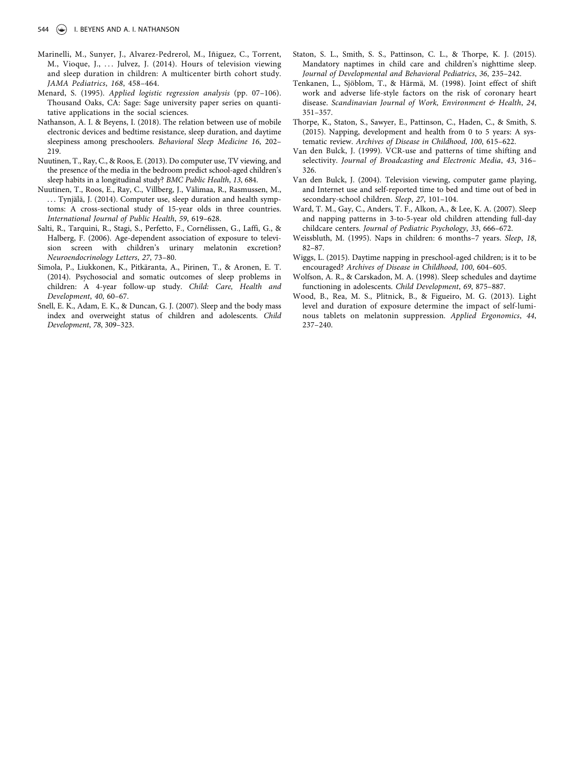Marinelli, M., Sunyer, J., Alvarez-Pedrerol, M., Iñiguez, C., Torrent, M., Vioque, J., … Julvez, J. (2014). Hours of television viewing and sleep duration in children: A multicenter birth cohort study. *JAMA Pediatrics*, *168*, 458–464.

Menard, S. (1995). *Applied logistic regression analysis* (pp. 07–106). Thousand Oaks, CA: Sage: Sage university paper series on quantitative applications in the social sciences.

Nathanson, A. I. & Beyens, I. (2018). The relation between use of mobile electronic devices and bedtime resistance, sleep duration, and daytime sleepiness among preschoolers. *Behavioral Sleep Medicine 16*, 202–219.

Nuutinen, T., Ray, C., & Roos, E. (2013). Do computer use, TV viewing, and the presence of the media in the bedroom predict school-aged children's sleep habits in a longitudinal study? *BMC Public Health*, *13*, 684.

Nuutinen, T., Roos, E., Ray, C., Villberg, J., Välimaa, R., Rasmussen, M., … Tynjälä, J. (2014). Computer use, sleep duration and health symptoms: A cross-sectional study of 15-year olds in three countries. *International Journal of Public Health*, *59*, 619–628.

Salti, R., Tarquini, R., Stagi, S., Perfetto, F., Cornélissen, G., Laffi, G., & Halberg, F. (2006). Age-dependent association of exposure to television screen with children's urinary melatonin excretion? *Neuroendocrinology Letters*, *27*, 73–80.

Simola, P., Liukkonen, K., Pitkäranta, A., Pirinen, T., & Aronen, E. T. (2014). Psychosocial and somatic outcomes of sleep problems in children: A 4-year follow-up study. *Child: Care, Health and Development*, *40*, 60–67.

Snell, E. K., Adam, E. K., & Duncan, G. J. (2007). Sleep and the body mass index and overweight status of children and adolescents. *Child Development*, *78*, 309–323.

Staton, S. L., Smith, S. S., Pattinson, C. L., & Thorpe, K. J. (2015). Mandatory naptimes in child care and children's nighttime sleep. *Journal of Developmental and Behavioral Pediatrics*, *36*, 235–242.

Tenkanen, L., Sjöblom, T., & Härmä, M. (1998). Joint effect of shift work and adverse life-style factors on the risk of coronary heart disease. *Scandinavian Journal of Work, Environment & Health*, *24*, 351–357.

Thorpe, K., Staton, S., Sawyer, E., Pattinson, C., Haden, C., & Smith, S. (2015). Napping, development and health from 0 to 5 years: A systematic review. *Archives of Disease in Childhood*, *100*, 615–622.

Van den Bulck, J. (1999). VCR-use and patterns of time shifting and selectivity. *Journal of Broadcasting and Electronic Media*, *43*, 316–326.

Van den Bulck, J. (2004). Television viewing, computer game playing, and Internet use and self-reported time to bed and time out of bed in secondary-school children. *Sleep*, *27*, 101–104.

Ward, T. M., Gay, C., Anders, T. F., Alkon, A., & Lee, K. A. (2007). Sleep and napping patterns in 3-to-5-year old children attending full-day childcare centers. *Journal of Pediatric Psychology*, *33*, 666–672.

Weissbluth, M. (1995). Naps in children: 6 months–7 years. *Sleep*, *18*, 82–87.

Wiggs, L. (2015). Daytime napping in preschool-aged children; is it to be encouraged? *Archives of Disease in Childhood*, *100*, 604–605.

Wolfson, A. R., & Carskadon, M. A. (1998). Sleep schedules and daytime functioning in adolescents. *Child Development*, *69*, 875–887.

Wood, B., Rea, M. S., Plitnick, B., & Figueiro, M. G. (2013). Light level and duration of exposure determine the impact of self-luminous tablets on melatonin suppression. *Applied Ergonomics*, *44*, 237–240.